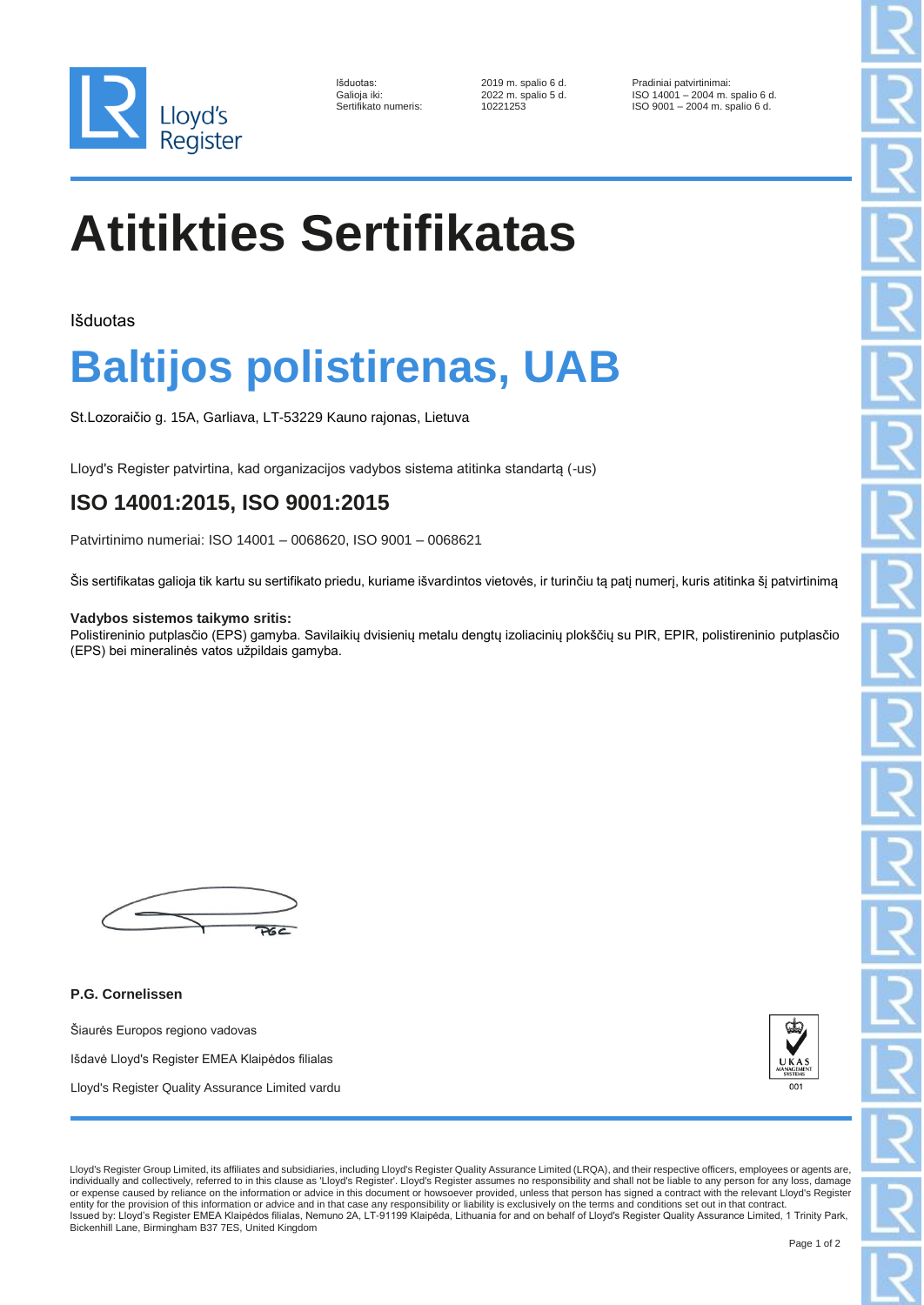Išduotas: 2019 m. spalio 6 d.
Galioja iki: 2022 m. spalio 5 d.
Sertifikato numeris: 10221253

Pradiniai patvirtinimai:
ISO 14001 – 2004 m. spalio 6 d.
ISO 9001 – 2004 m. spalio 6 d.

# Atitikties Sertifikatas

Išduotas

# Baltijos polistirenas, UAB

St.Lozoraičio g. 15A, Garliava, LT-53229 Kauno rajonas, Lietuva

Lloyd's Register patvirtina, kad organizacijos vadybos sistema atitinka standartą (-us)

## ISO 14001:2015, ISO 9001:2015

Patvirtinimo numeriai: ISO 14001 – 0068620, ISO 9001 – 0068621

Šis sertifikatas galioja tik kartu su sertifikato priedu, kuriame išvardintos vietovės, ir turinčiu tą patį numerį, kuris atitinka šį patvirtinimą

**Vadybos sistemos taikymo sritis:**
Polistireninio putplasčio (EPS) gamyba. Savilaikių dvisienių metalu dengtų izoliacinių plokščių su PIR, EPIR, polistireninio putplasčio (EPS) bei mineralinės vatos užpildais gamyba.

**P.G. Cornelissen**

Šiaurės Europos regiono vadovas

Išdavė Lloyd's Register EMEA Klaipėdos filialas

Lloyd's Register Quality Assurance Limited vardu

UKAS MANAGEMENT SYSTEMS 001

Lloyd's Register Group Limited, its affiliates and subsidiaries, including Lloyd's Register Quality Assurance Limited (LRQA), and their respective officers, employees or agents are, individually and collectively, referred to in this clause as 'Lloyd's Register'. Lloyd's Register assumes no responsibility and shall not be liable to any person for any loss, damage or expense caused by reliance on the information or advice in this document or howsoever provided, unless that person has signed a contract with the relevant Lloyd's Register entity for the provision of this information or advice and in that case any responsibility or liability is exclusively on the terms and conditions set out in that contract.
Issued by: Lloyd's Register EMEA Klaipėdos filialas, Nemuno 2A, LT-91199 Klaipėda, Lithuania for and on behalf of Lloyd's Register Quality Assurance Limited, 1 Trinity Park, Bickenhill Lane, Birmingham B37 7ES, United Kingdom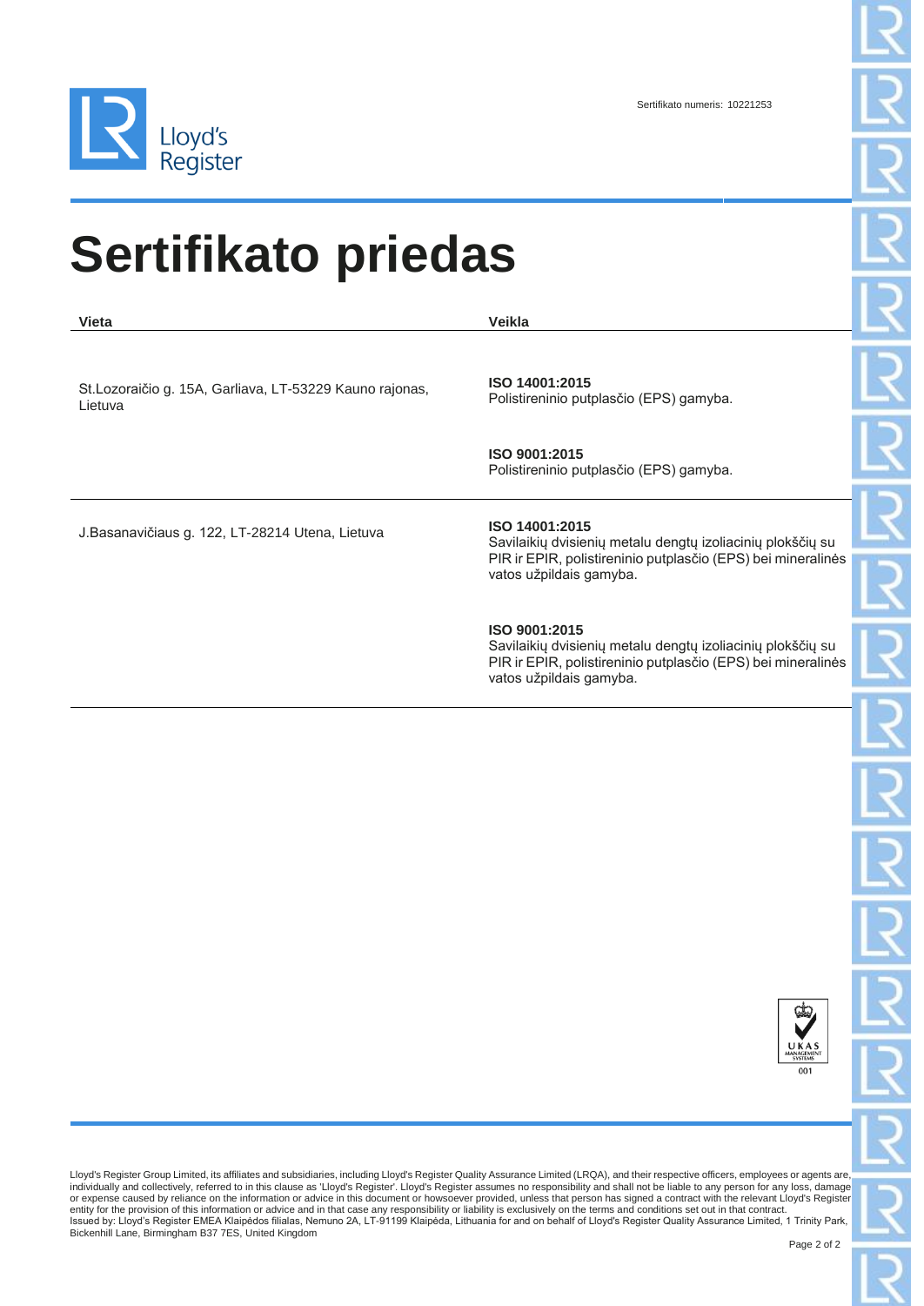Lloyd's Register

Sertifikato numeris: 10221253

# Sertifikato priedas

| Vieta | Veikla |
| --- | --- |
| St.Lozoraičio g. 15A, Garliava, LT-53229 Kauno rajonas, Lietuva | **ISO 14001:2015**<br>Polistireninio putplasčio (EPS) gamyba.<br><br>**ISO 9001:2015**<br>Polistireninio putplasčio (EPS) gamyba. |
| J.Basanavičiaus g. 122, LT-28214 Utena, Lietuva | **ISO 14001:2015**<br>Savilaikių dvisienių metalu dengtų izoliacinių plokščių su PIR ir EPIR, polistireninio putplasčio (EPS) bei mineralinės vatos užpildais gamyba.<br><br>**ISO 9001:2015**<br>Savilaikių dvisienių metalu dengtų izoliacinių plokščių su PIR ir EPIR, polistireninio putplasčio (EPS) bei mineralinės vatos užpildais gamyba. |

UKAS MANAGEMENT SYSTEMS 001

Lloyd's Register Group Limited, its affiliates and subsidiaries, including Lloyd's Register Quality Assurance Limited (LRQA), and their respective officers, employees or agents are, individually and collectively, referred to in this clause as 'Lloyd's Register'. Lloyd's Register assumes no responsibility and shall not be liable to any person for any loss, damage or expense caused by reliance on the information or advice in this document or howsoever provided, unless that person has signed a contract with the relevant Lloyd's Register entity for the provision of this information or advice and in that case any responsibility or liability is exclusively on the terms and conditions set out in that contract.
Issued by: Lloyd's Register EMEA Klaipėdos filialas, Nemuno 2A, LT-91199 Klaipėda, Lithuania for and on behalf of Lloyd's Register Quality Assurance Limited, 1 Trinity Park, Bickenhill Lane, Birmingham B37 7ES, United Kingdom